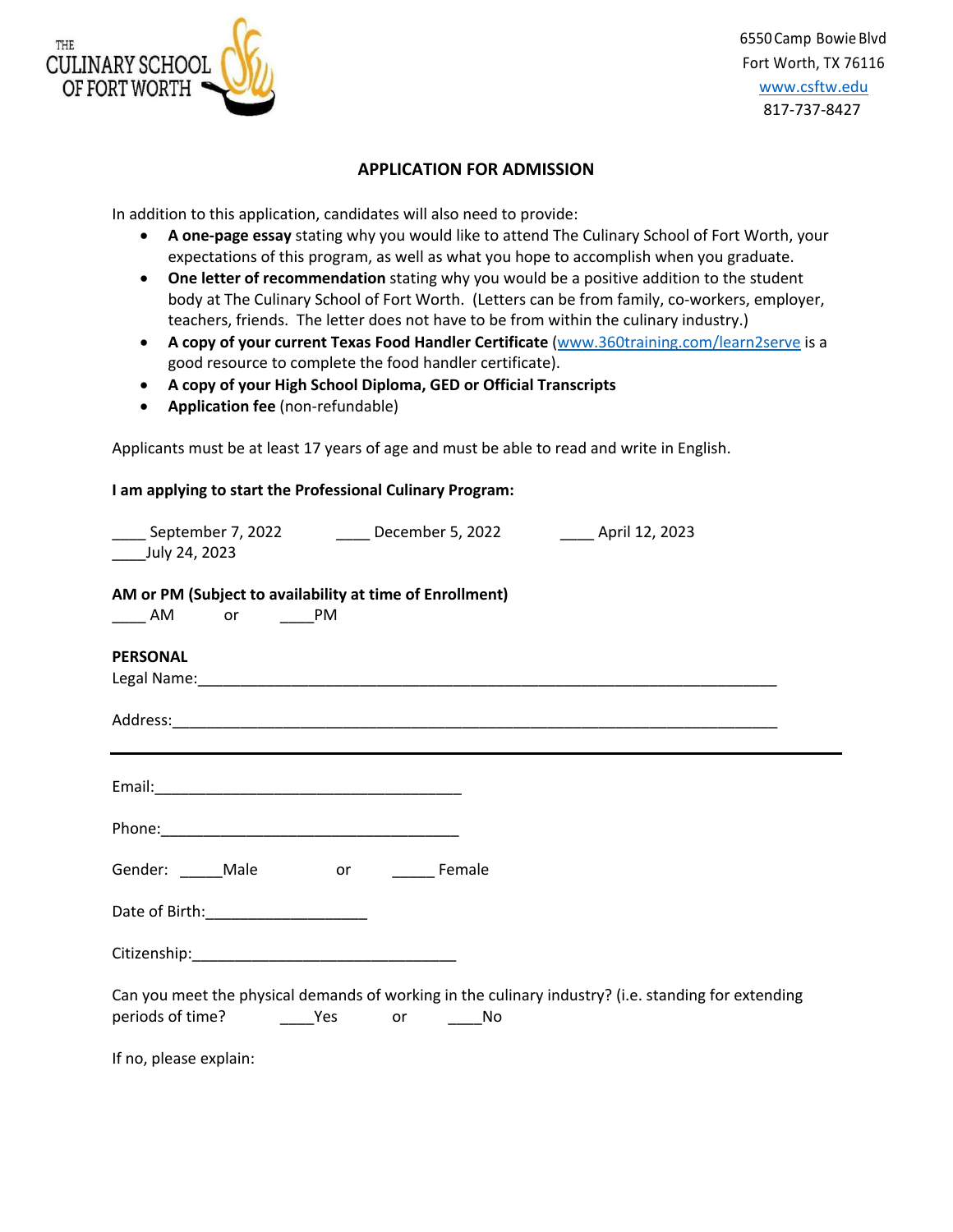THE CULINARY SCHOOL OF FORT WORTH

6550 Camp Bowie Blvd
Fort Worth, TX 76116
www.csftw.edu
817-737-8427

## APPLICATION FOR ADMISSION

In addition to this application, candidates will also need to provide:

- **A one-page essay** stating why you would like to attend The Culinary School of Fort Worth, your expectations of this program, as well as what you hope to accomplish when you graduate.
- **One letter of recommendation** stating why you would be a positive addition to the student body at The Culinary School of Fort Worth. (Letters can be from family, co-workers, employer, teachers, friends. The letter does not have to be from within the culinary industry.)
- **A copy of your current Texas Food Handler Certificate** (www.360training.com/learn2serve is a good resource to complete the food handler certificate).
- **A copy of your High School Diploma, GED or Official Transcripts**
- **Application fee** (non-refundable)

Applicants must be at least 17 years of age and must be able to read and write in English.

**I am applying to start the Professional Culinary Program:**

____ September 7, 2022 ____ December 5, 2022 ____ April 12, 2023
____July 24, 2023

**AM or PM (Subject to availability at time of Enrollment)**
____ AM or ____PM

**PERSONAL**
Legal Name:________________________________________________________________________

Address:___________________________________________________________________________

Email:_____________________________________

Phone:____________________________________

Gender: _____Male or _____ Female

Date of Birth:___________________

Citizenship:_______________________________

Can you meet the physical demands of working in the culinary industry? (i.e. standing for extending periods of time? ____Yes or ____No

If no, please explain: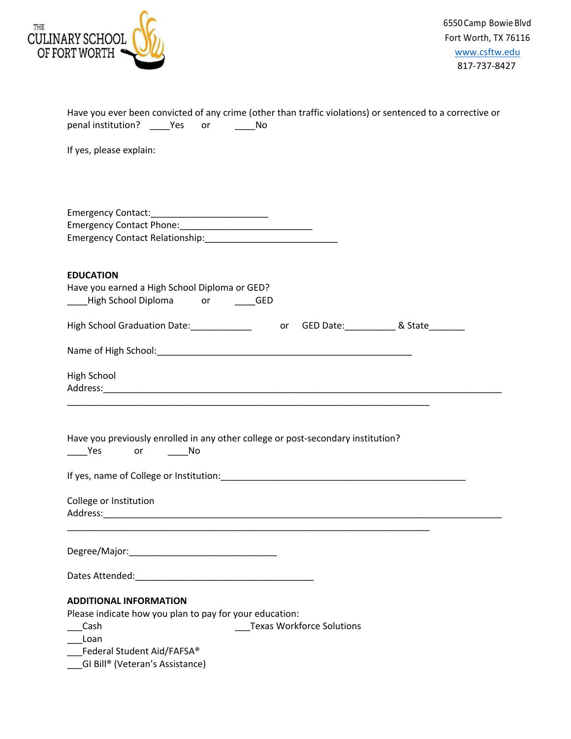THE CULINARY SCHOOL OF FORT WORTH

6550 Camp Bowie Blvd
Fort Worth, TX 76116
www.csftw.edu
817-737-8427

Have you ever been convicted of any crime (other than traffic violations) or sentenced to a corrective or penal institution? ____Yes or ____No

If yes, please explain:

Emergency Contact:______________________
Emergency Contact Phone:_________________________
Emergency Contact Relationship:_________________________

**EDUCATION**

Have you earned a High School Diploma or GED?
____High School Diploma or ____GED

High School Graduation Date:____________ or GED Date:__________ & State_______

Name of High School:_________________________________________________

High School Address:_____________________________________________________________________________
______________________________________________________________________

Have you previously enrolled in any other college or post-secondary institution?
____Yes or ____No

If yes, name of College or Institution:______________________________________________

College or Institution Address:_____________________________________________________________________________
______________________________________________________________________

Degree/Major:____________________________

Dates Attended:__________________________________

**ADDITIONAL INFORMATION**

Please indicate how you plan to pay for your education:

___Cash
___Loan
___Federal Student Aid/FAFSA®
___GI Bill® (Veteran's Assistance)
___Texas Workforce Solutions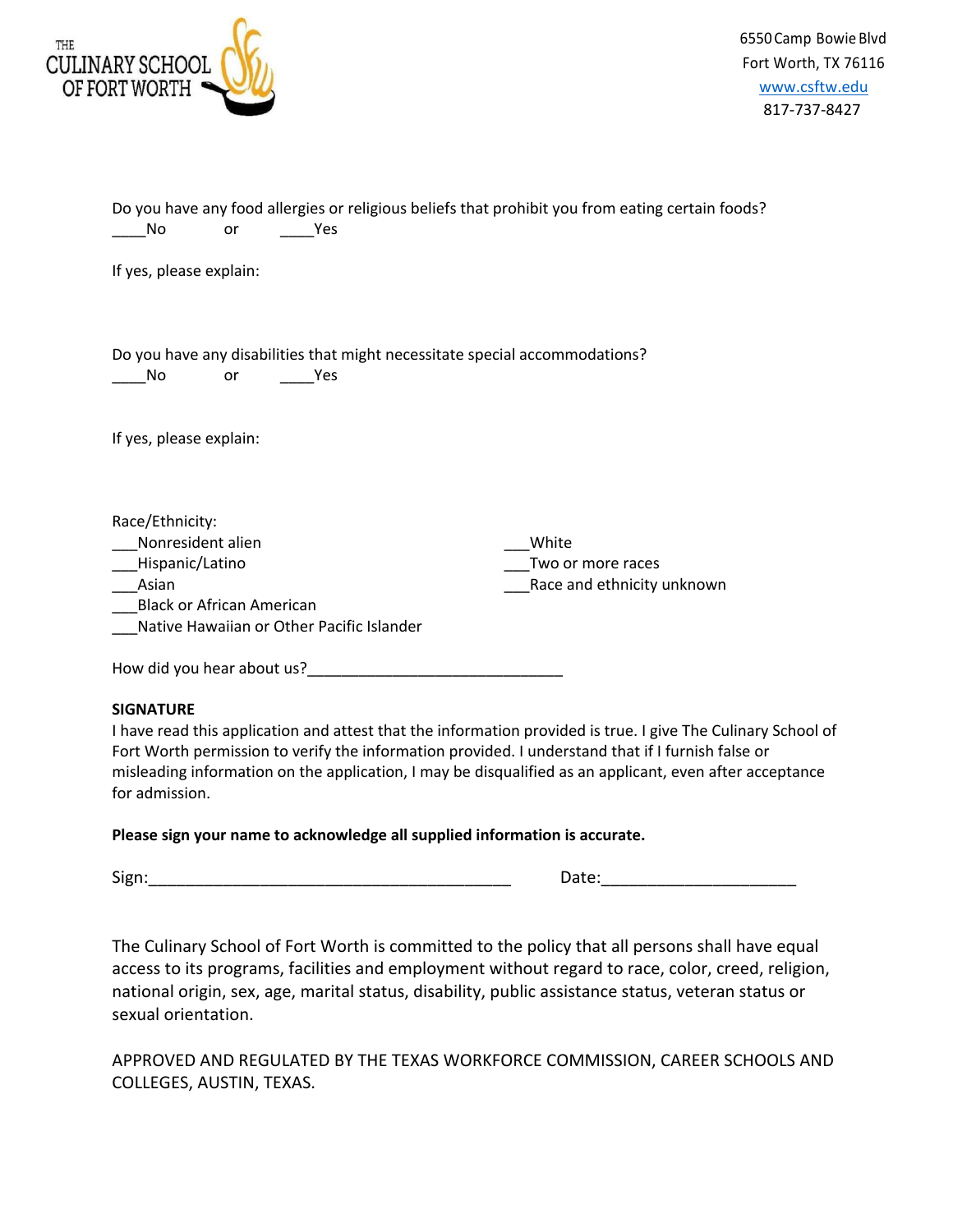THE CULINARY SCHOOL OF FORT WORTH

6550 Camp Bowie Blvd
Fort Worth, TX 76116
www.csftw.edu
817-737-8427

Do you have any food allergies or religious beliefs that prohibit you from eating certain foods?
____No or ____Yes

If yes, please explain:

Do you have any disabilities that might necessitate special accommodations?
____No or ____Yes

If yes, please explain:

Race/Ethnicity:
___Nonresident alien
___Hispanic/Latino
___Asian
___Black or African American
___Native Hawaiian or Other Pacific Islander
___White
___Two or more races
___Race and ethnicity unknown

How did you hear about us?______________________________

**SIGNATURE**
I have read this application and attest that the information provided is true. I give The Culinary School of Fort Worth permission to verify the information provided. I understand that if I furnish false or misleading information on the application, I may be disqualified as an applicant, even after acceptance for admission.

**Please sign your name to acknowledge all supplied information is accurate.**

Sign:________________________________________ Date:_____________________

The Culinary School of Fort Worth is committed to the policy that all persons shall have equal access to its programs, facilities and employment without regard to race, color, creed, religion, national origin, sex, age, marital status, disability, public assistance status, veteran status or sexual orientation.

APPROVED AND REGULATED BY THE TEXAS WORKFORCE COMMISSION, CAREER SCHOOLS AND COLLEGES, AUSTIN, TEXAS.